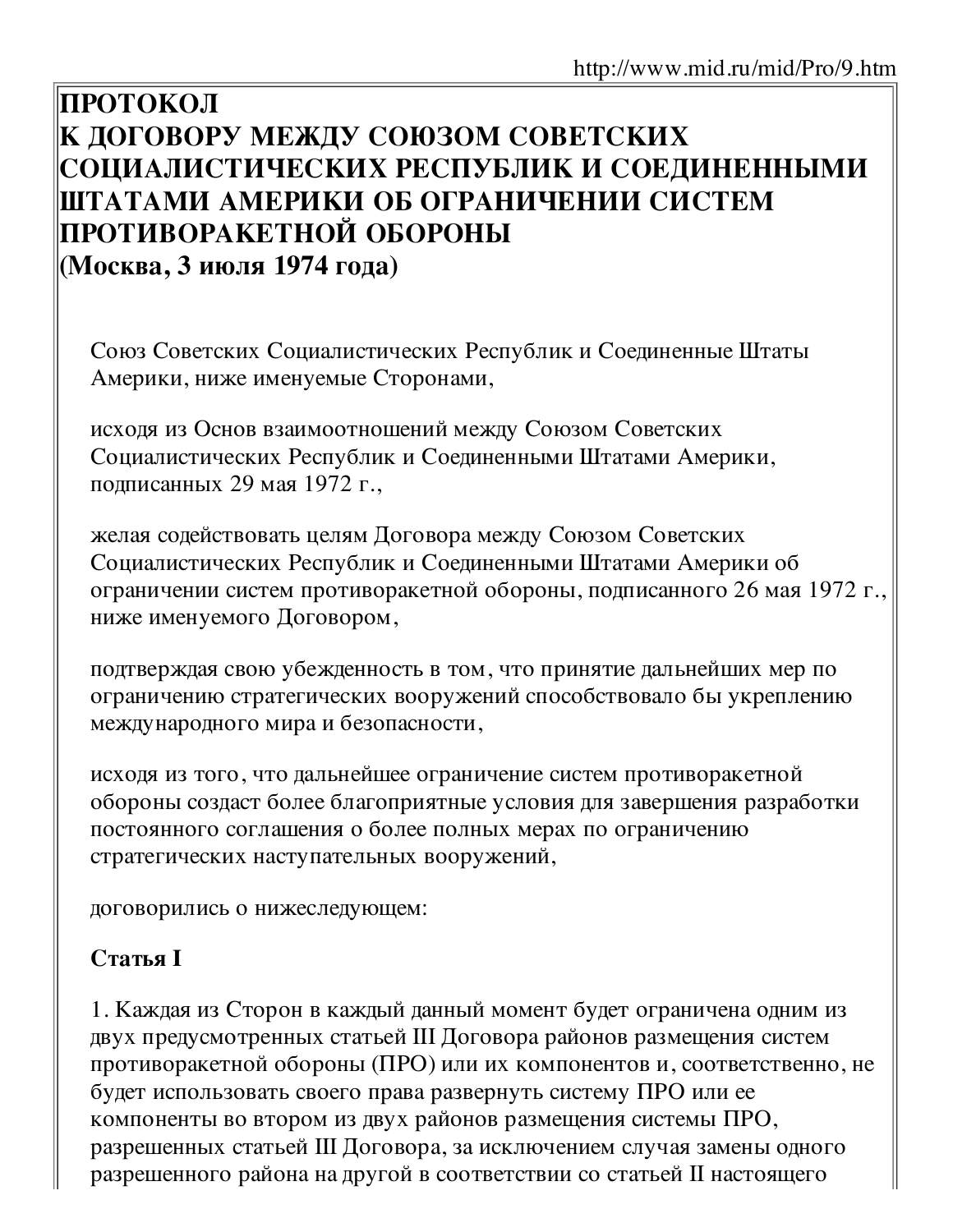# ПРОТОКОЛ К ДОГОВОРУ МЕЖДУ СОЮЗОМ СОВЕТСКИХ СОЦИАЛИСТИЧЕСКИХ РЕСПУБЛИК И СОЕДИНЕННЫМИ ШТАТАМИ АМЕРИКИ ОБ ОГРАНИЧЕНИИ СИСТЕМ ПРОТИВОРАКЕТНОЙ ОБОРОНЫ

**(Москва, 3 июля 1974 года)**

Союз Советских Социалистических Республик и Соединенные Штаты Америки, ниже именуемые Сторонами,

исходя из Основ взаимоотношений между Союзом Советских Социалистических Республик и Соединенными Штатами Америки, подписанных 29 мая 1972 г.,

желая содействовать целям Договора между Союзом Советских Социалистических Республик и Соединенными Штатами Америки об ограничении систем противоракетной обороны, подписанного 26 мая 1972 г., ниже именуемого Договором,

подтверждая свою убежденность в том, что принятие дальнейших мер по ограничению стратегических вооружений способствовало бы укреплению международного мира и безопасности,

исходя из того, что дальнейшее ограничение систем противоракетной обороны создаст более благоприятные условия для завершения разработки постоянного соглашения о более полных мерах по ограничению стратегических наступательных вооружений,

договорились о нижеследующем:

**Статья I**

1. Каждая из Сторон в каждый данный момент будет ограничена одним из двух предусмотренных статьей III Договора районов размещения систем противоракетной обороны (ПРО) или их компонентов и, соответственно, не будет использовать своего права развернуть систему ПРО или ее компоненты во втором из двух районов размещения системы ПРО, разрешенных статьей III Договора, за исключением случая замены одного разрешенного района на другой в соответствии со статьей II настоящего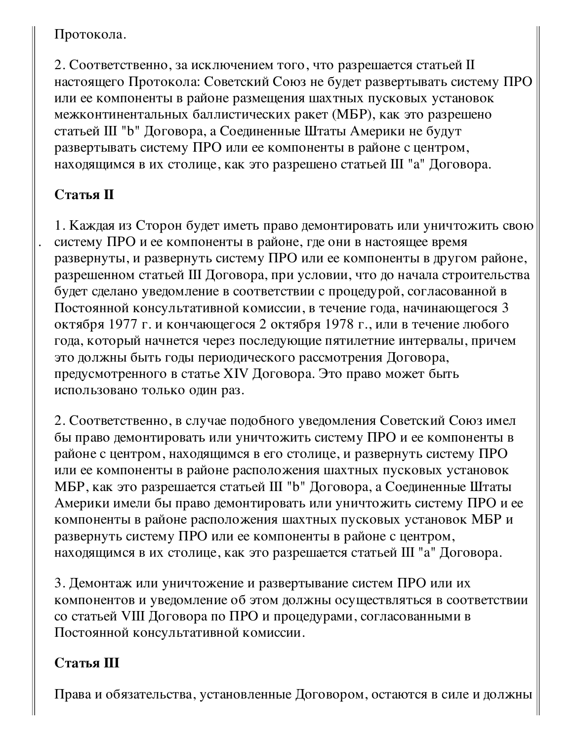Протокола.

2. Соответственно, за исключением того, что разрешается статьей II настоящего Протокола: Советский Союз не будет развертывать систему ПРО или ее компоненты в районе размещения шахтных пусковых установок межконтинентальных баллистических ракет (МБР), как это разрешено статьей III "b" Договора, а Соединенные Штаты Америки не будут развертывать систему ПРО или ее компоненты в районе с центром, находящимся в их столице, как это разрешено статьей III "a" Договора.

**Статья II**

1. Каждая из Сторон будет иметь право демонтировать или уничтожить свою систему ПРО и ее компоненты в районе, где они в настоящее время развернуты, и развернуть систему ПРО или ее компоненты в другом районе, разрешенном статьей III Договора, при условии, что до начала строительства будет сделано уведомление в соответствии с процедурой, согласованной в Постоянной консультативной комиссии, в течение года, начинающегося 3 октября 1977 г. и кончающегося 2 октября 1978 г., или в течение любого года, который начнется через последующие пятилетние интервалы, причем это должны быть годы периодического рассмотрения Договора, предусмотренного в статье XIV Договора. Это право может быть использовано только один раз.

2. Соответственно, в случае подобного уведомления Советский Союз имел бы право демонтировать или уничтожить систему ПРО и ее компоненты в районе с центром, находящимся в его столице, и развернуть систему ПРО или ее компоненты в районе расположения шахтных пусковых установок МБР, как это разрешается статьей III "b" Договора, а Соединенные Штаты Америки имели бы право демонтировать или уничтожить систему ПРО и ее компоненты в районе расположения шахтных пусковых установок МБР и развернуть систему ПРО или ее компоненты в районе с центром, находящимся в их столице, как это разрешается статьей III "a" Договора.

3. Демонтаж или уничтожение и развертывание систем ПРО или их компонентов и уведомление об этом должны осуществляться в соответствии со статьей VIII Договора по ПРО и процедурами, согласованными в Постоянной консультативной комиссии.

**Статья III**

Права и обязательства, установленные Договором, остаются в силе и должны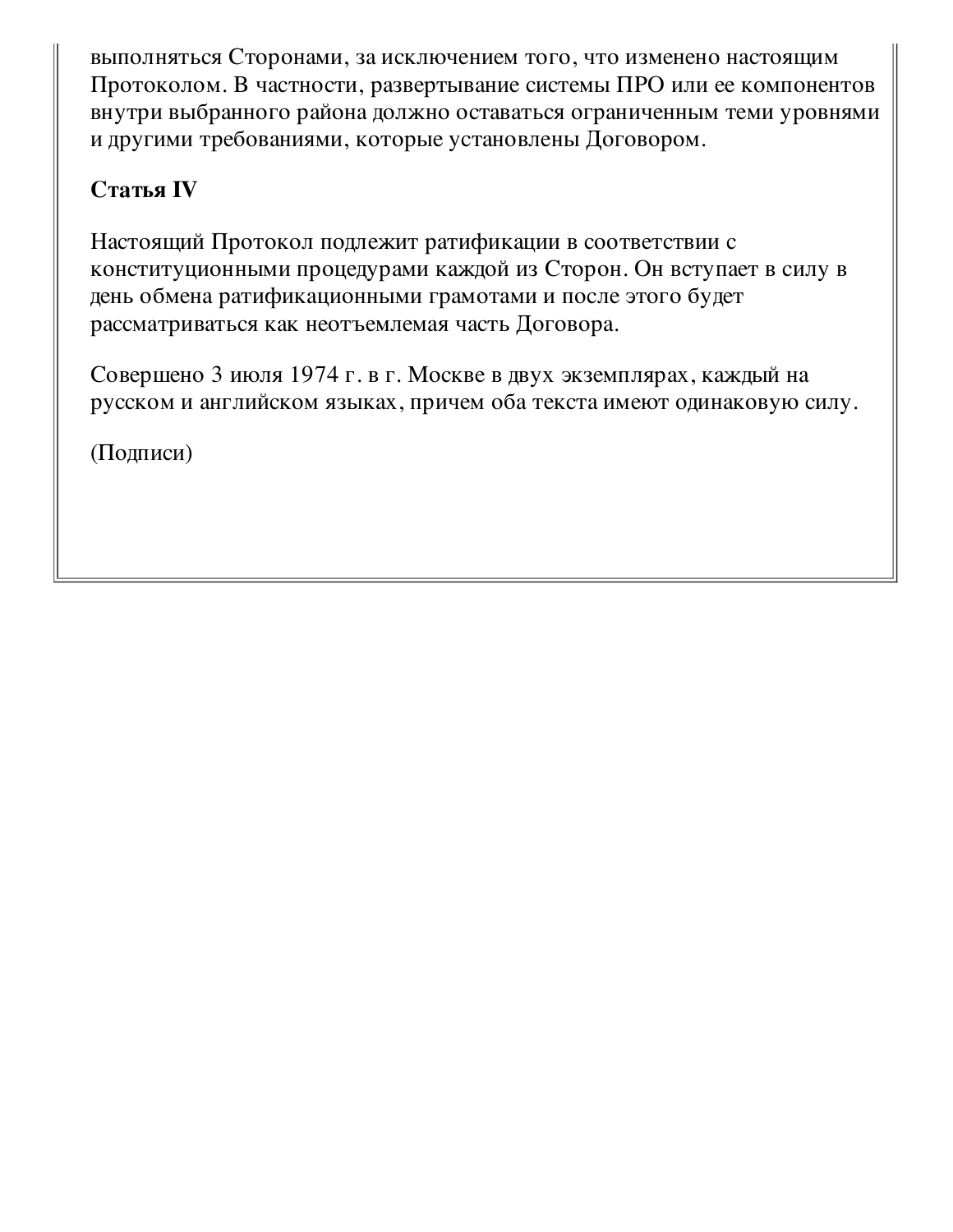выполняться Сторонами, за исключением того, что изменено настоящим Протоколом. В частности, развертывание системы ПРО или ее компонентов внутри выбранного района должно оставаться ограниченным теми уровнями и другими требованиями, которые установлены Договором.

**Статья IV**

Настоящий Протокол подлежит ратификации в соответствии с конституционными процедурами каждой из Сторон. Он вступает в силу в день обмена ратификационными грамотами и после этого будет рассматриваться как неотъемлемая часть Договора.

Совершено 3 июля 1974 г. в г. Москве в двух экземплярах, каждый на русском и английском языках, причем оба текста имеют одинаковую силу.

(Подписи)